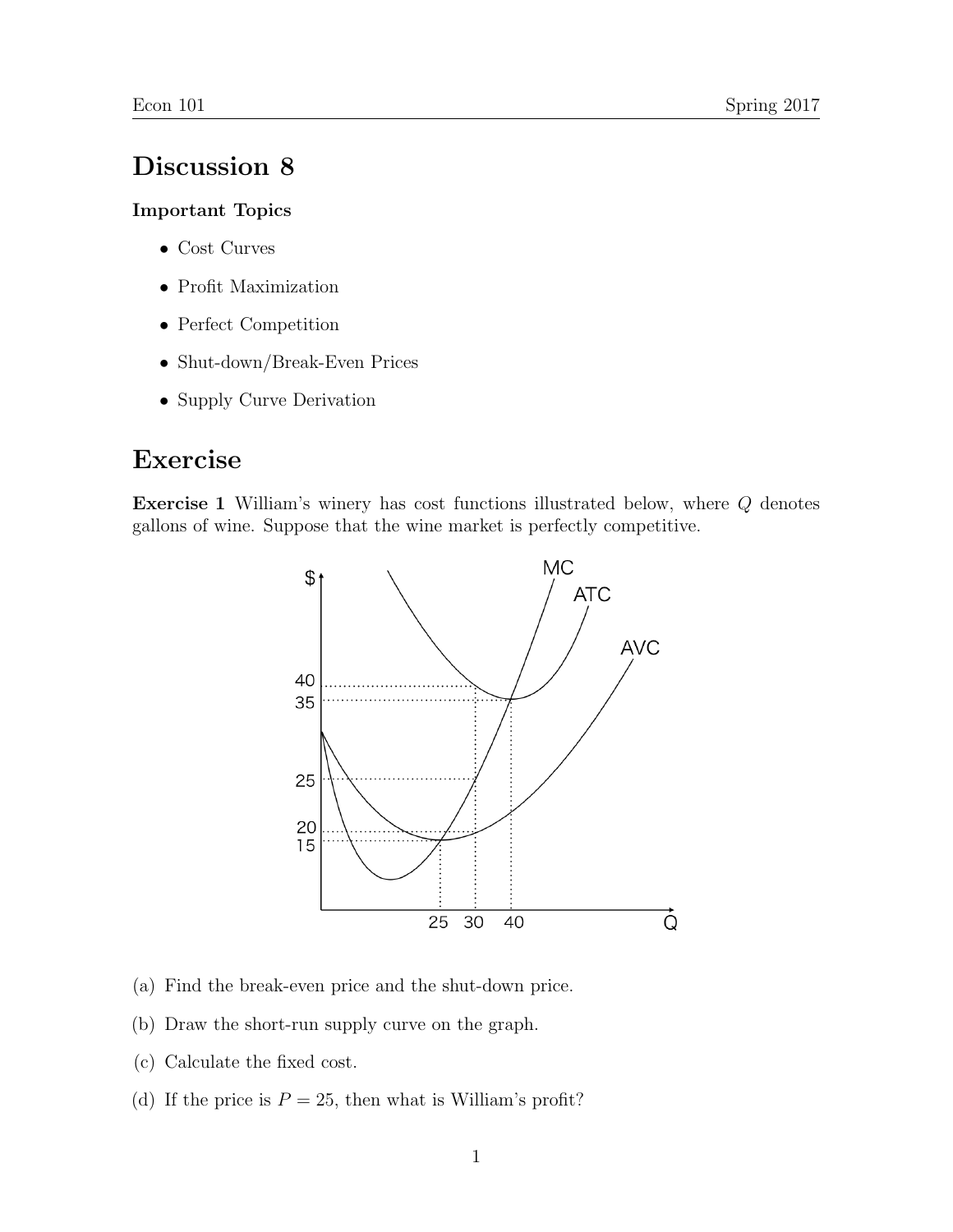# Discussion 8

**Important Topics**

- Cost Curves
- Profit Maximization
- Perfect Competition
- Shut-down/Break-Even Prices
- Supply Curve Derivation

# Exercise

**Exercise 1** William's winery has cost functions illustrated below, where $Q$ denotes gallons of wine. Suppose that the wine market is perfectly competitive.

(a) Find the break-even price and the shut-down price.

(b) Draw the short-run supply curve on the graph.

(c) Calculate the fixed cost.

(d) If the price is $P = 25$, then what is William's profit?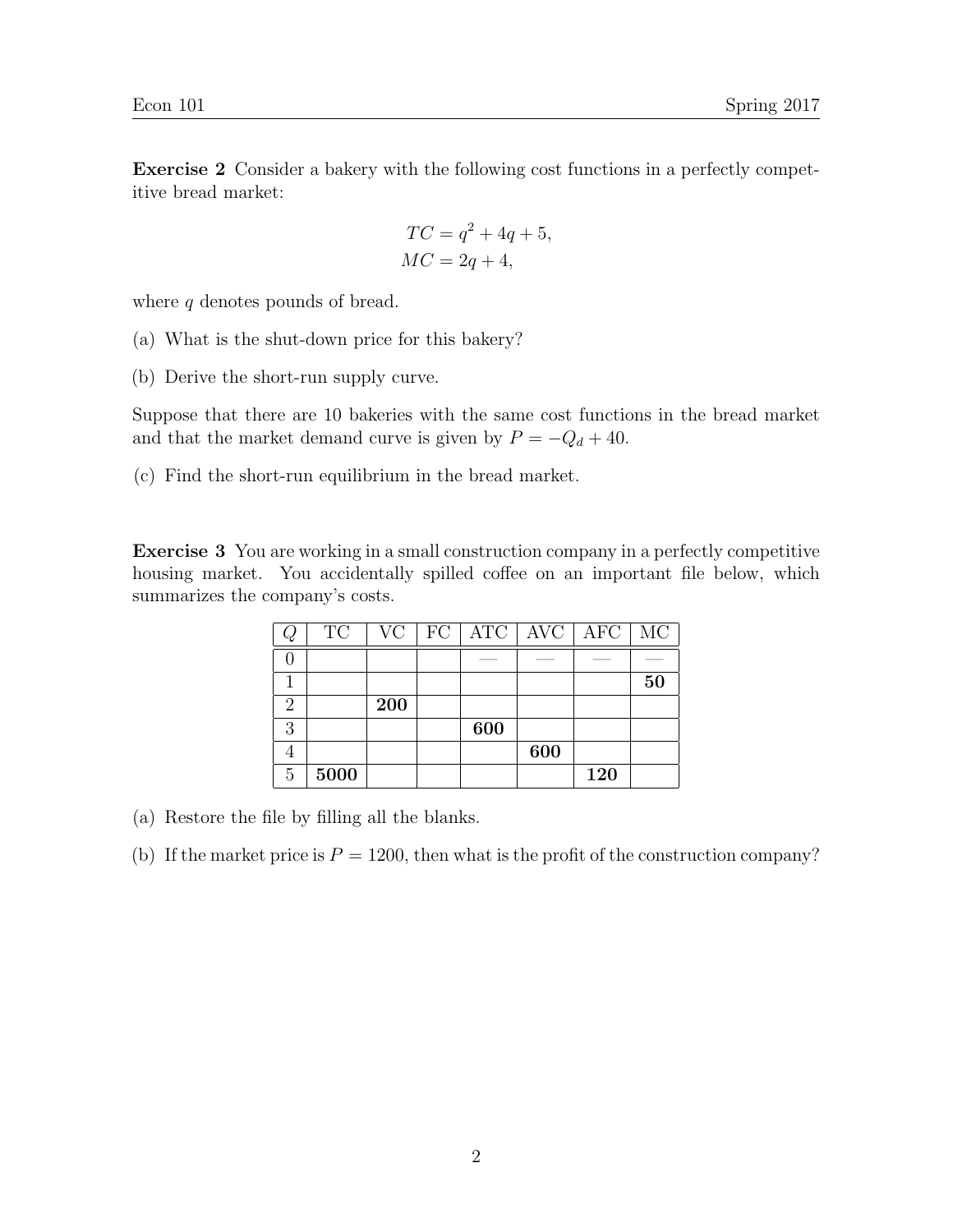**Exercise 2** Consider a bakery with the following cost functions in a perfectly competitive bread market:

$$TC = q^2 + 4q + 5,$$
$$MC = 2q + 4,$$

where $q$ denotes pounds of bread.

(a) What is the shut-down price for this bakery?

(b) Derive the short-run supply curve.

Suppose that there are 10 bakeries with the same cost functions in the bread market and that the market demand curve is given by $P = -Q_d + 40$.

(c) Find the short-run equilibrium in the bread market.

**Exercise 3** You are working in a small construction company in a perfectly competitive housing market. You accidentally spilled coffee on an important file below, which summarizes the company's costs.

| $Q$ | TC | VC | FC | ATC | AVC | AFC | MC |
|---|---|---|---|---|---|---|---|
| 0 | | | | — | — | — | — |
| 1 | | | | | | | **50** |
| 2 | | **200** | | | | | |
| 3 | | | | **600** | | | |
| 4 | | | | | **600** | | |
| 5 | **5000** | | | | | **120** | |

(a) Restore the file by filling all the blanks.

(b) If the market price is $P = 1200$, then what is the profit of the construction company?